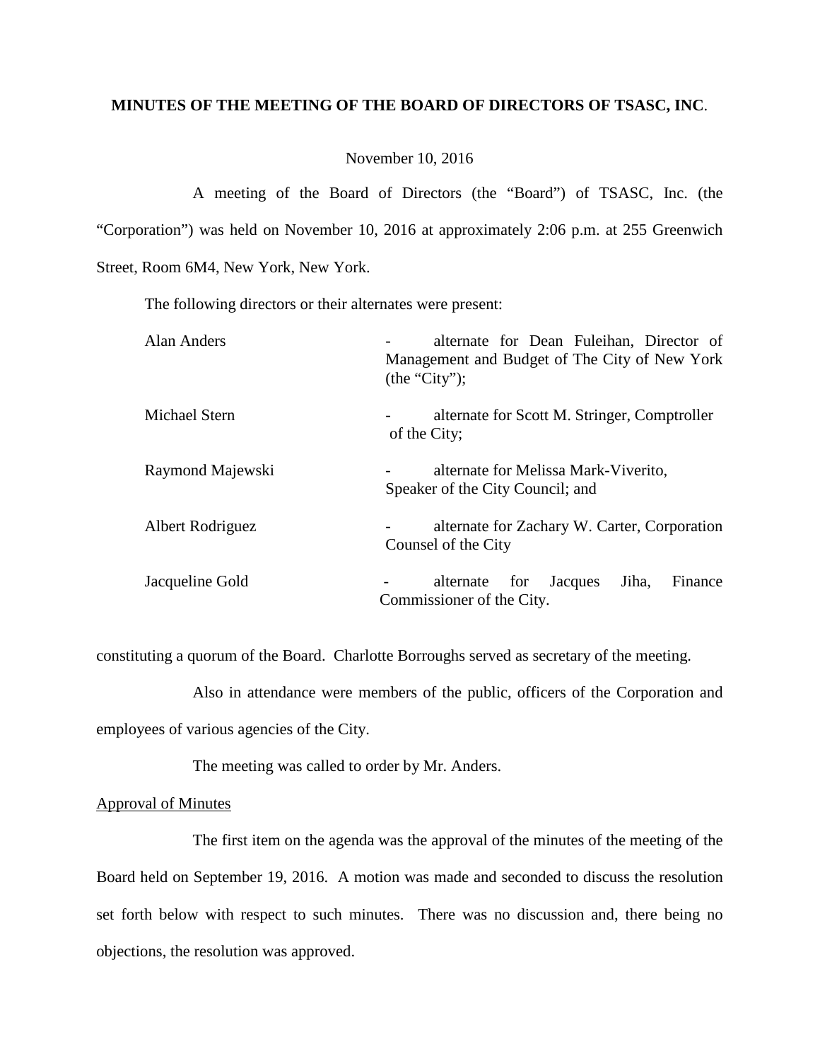**MINUTES OF THE MEETING OF THE BOARD OF DIRECTORS OF TSASC, INC**.

November 10, 2016

A meeting of the Board of Directors (the "Board") of TSASC, Inc. (the "Corporation") was held on November 10, 2016 at approximately 2:06 p.m. at 255 Greenwich Street, Room 6M4, New York, New York.

The following directors or their alternates were present:

| | |
|---|---|
| Alan Anders | - alternate for Dean Fuleihan, Director of Management and Budget of The City of New York (the "City"); |
| Michael Stern | - alternate for Scott M. Stringer, Comptroller of the City; |
| Raymond Majewski | - alternate for Melissa Mark-Viverito, Speaker of the City Council; and |
| Albert Rodriguez | - alternate for Zachary W. Carter, Corporation Counsel of the City |
| Jacqueline Gold | - alternate for Jacques Jiha, Finance Commissioner of the City. |

constituting a quorum of the Board. Charlotte Borroughs served as secretary of the meeting.

Also in attendance were members of the public, officers of the Corporation and employees of various agencies of the City.

The meeting was called to order by Mr. Anders.

Approval of Minutes

The first item on the agenda was the approval of the minutes of the meeting of the Board held on September 19, 2016. A motion was made and seconded to discuss the resolution set forth below with respect to such minutes. There was no discussion and, there being no objections, the resolution was approved.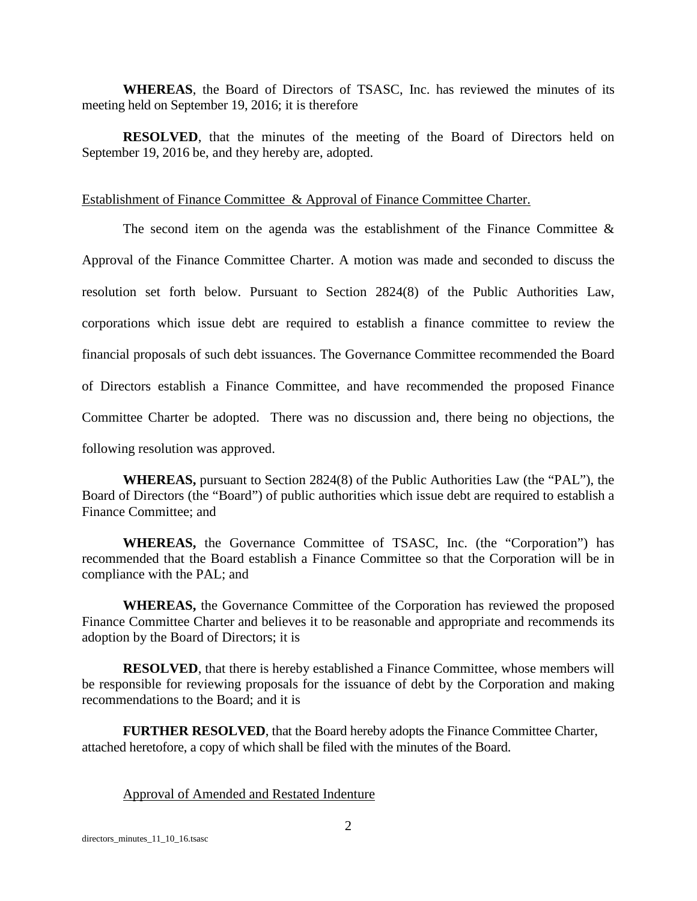**WHEREAS**, the Board of Directors of TSASC, Inc. has reviewed the minutes of its meeting held on September 19, 2016; it is therefore

**RESOLVED**, that the minutes of the meeting of the Board of Directors held on September 19, 2016 be, and they hereby are, adopted.

<u>Establishment of Finance Committee & Approval of Finance Committee Charter.</u>

The second item on the agenda was the establishment of the Finance Committee & Approval of the Finance Committee Charter. A motion was made and seconded to discuss the resolution set forth below. Pursuant to Section 2824(8) of the Public Authorities Law, corporations which issue debt are required to establish a finance committee to review the financial proposals of such debt issuances. The Governance Committee recommended the Board of Directors establish a Finance Committee, and have recommended the proposed Finance Committee Charter be adopted. There was no discussion and, there being no objections, the following resolution was approved.

**WHEREAS,** pursuant to Section 2824(8) of the Public Authorities Law (the "PAL"), the Board of Directors (the "Board") of public authorities which issue debt are required to establish a Finance Committee; and

**WHEREAS,** the Governance Committee of TSASC, Inc. (the "Corporation") has recommended that the Board establish a Finance Committee so that the Corporation will be in compliance with the PAL; and

**WHEREAS,** the Governance Committee of the Corporation has reviewed the proposed Finance Committee Charter and believes it to be reasonable and appropriate and recommends its adoption by the Board of Directors; it is

**RESOLVED**, that there is hereby established a Finance Committee, whose members will be responsible for reviewing proposals for the issuance of debt by the Corporation and making recommendations to the Board; and it is

**FURTHER RESOLVED**, that the Board hereby adopts the Finance Committee Charter, attached heretofore, a copy of which shall be filed with the minutes of the Board.

<u>Approval of Amended and Restated Indenture</u>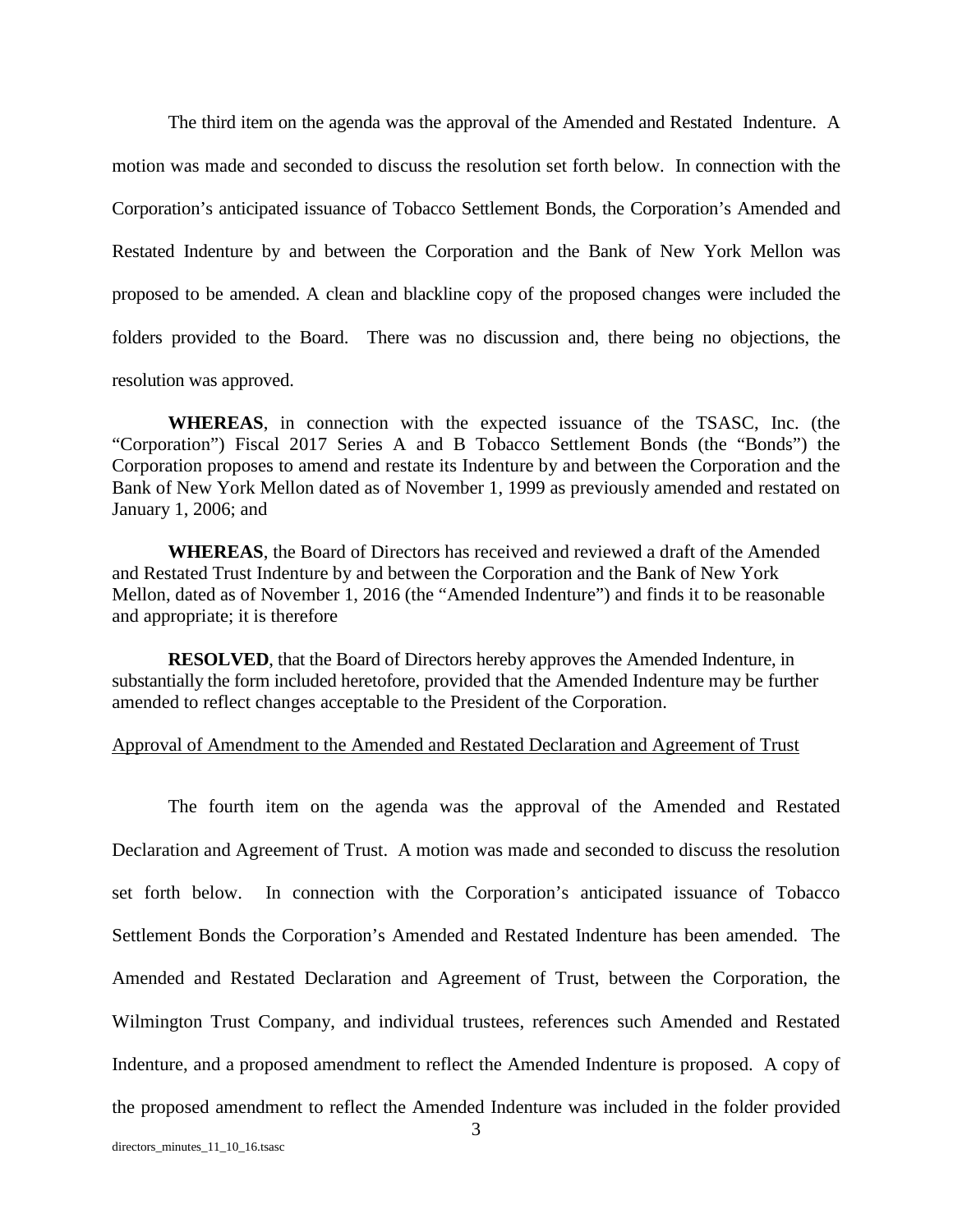The third item on the agenda was the approval of the Amended and Restated Indenture. A motion was made and seconded to discuss the resolution set forth below. In connection with the Corporation's anticipated issuance of Tobacco Settlement Bonds, the Corporation's Amended and Restated Indenture by and between the Corporation and the Bank of New York Mellon was proposed to be amended. A clean and blackline copy of the proposed changes were included the folders provided to the Board. There was no discussion and, there being no objections, the resolution was approved.

**WHEREAS**, in connection with the expected issuance of the TSASC, Inc. (the "Corporation") Fiscal 2017 Series A and B Tobacco Settlement Bonds (the "Bonds") the Corporation proposes to amend and restate its Indenture by and between the Corporation and the Bank of New York Mellon dated as of November 1, 1999 as previously amended and restated on January 1, 2006; and

**WHEREAS**, the Board of Directors has received and reviewed a draft of the Amended and Restated Trust Indenture by and between the Corporation and the Bank of New York Mellon, dated as of November 1, 2016 (the "Amended Indenture") and finds it to be reasonable and appropriate; it is therefore

**RESOLVED**, that the Board of Directors hereby approves the Amended Indenture, in substantially the form included heretofore, provided that the Amended Indenture may be further amended to reflect changes acceptable to the President of the Corporation.

<u>Approval of Amendment to the Amended and Restated Declaration and Agreement of Trust</u>

The fourth item on the agenda was the approval of the Amended and Restated Declaration and Agreement of Trust. A motion was made and seconded to discuss the resolution set forth below. In connection with the Corporation's anticipated issuance of Tobacco Settlement Bonds the Corporation's Amended and Restated Indenture has been amended. The Amended and Restated Declaration and Agreement of Trust, between the Corporation, the Wilmington Trust Company, and individual trustees, references such Amended and Restated Indenture, and a proposed amendment to reflect the Amended Indenture is proposed. A copy of the proposed amendment to reflect the Amended Indenture was included in the folder provided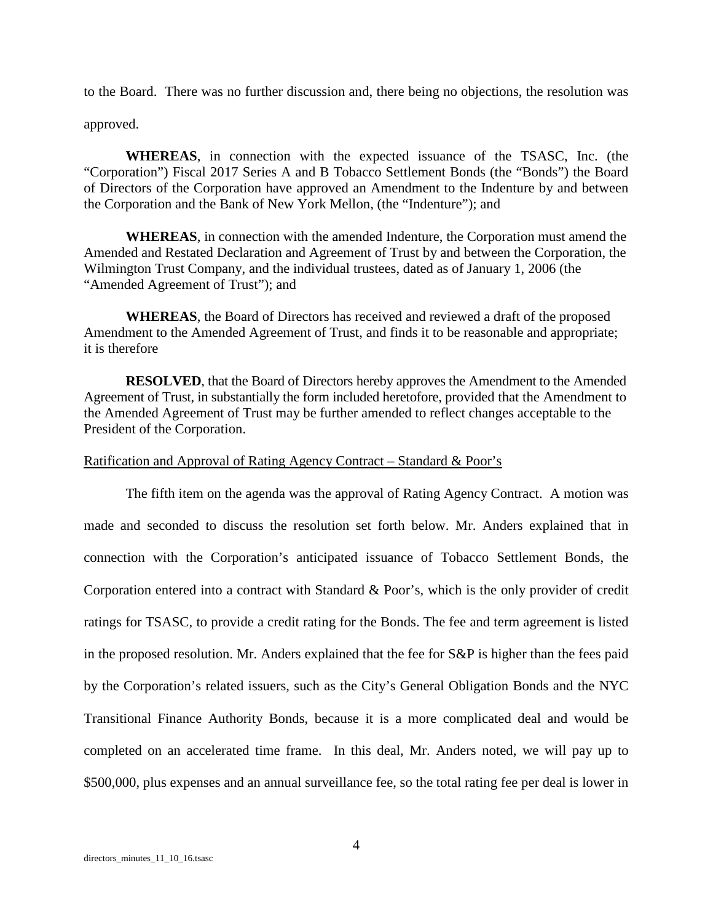to the Board. There was no further discussion and, there being no objections, the resolution was approved.

**WHEREAS**, in connection with the expected issuance of the TSASC, Inc. (the "Corporation") Fiscal 2017 Series A and B Tobacco Settlement Bonds (the "Bonds") the Board of Directors of the Corporation have approved an Amendment to the Indenture by and between the Corporation and the Bank of New York Mellon, (the "Indenture"); and

**WHEREAS**, in connection with the amended Indenture, the Corporation must amend the Amended and Restated Declaration and Agreement of Trust by and between the Corporation, the Wilmington Trust Company, and the individual trustees, dated as of January 1, 2006 (the "Amended Agreement of Trust"); and

**WHEREAS**, the Board of Directors has received and reviewed a draft of the proposed Amendment to the Amended Agreement of Trust, and finds it to be reasonable and appropriate; it is therefore

**RESOLVED**, that the Board of Directors hereby approves the Amendment to the Amended Agreement of Trust, in substantially the form included heretofore, provided that the Amendment to the Amended Agreement of Trust may be further amended to reflect changes acceptable to the President of the Corporation.

Ratification and Approval of Rating Agency Contract – Standard & Poor's

The fifth item on the agenda was the approval of Rating Agency Contract. A motion was made and seconded to discuss the resolution set forth below. Mr. Anders explained that in connection with the Corporation's anticipated issuance of Tobacco Settlement Bonds, the Corporation entered into a contract with Standard & Poor's, which is the only provider of credit ratings for TSASC, to provide a credit rating for the Bonds. The fee and term agreement is listed in the proposed resolution. Mr. Anders explained that the fee for S&P is higher than the fees paid by the Corporation's related issuers, such as the City's General Obligation Bonds and the NYC Transitional Finance Authority Bonds, because it is a more complicated deal and would be completed on an accelerated time frame. In this deal, Mr. Anders noted, we will pay up to $500,000, plus expenses and an annual surveillance fee, so the total rating fee per deal is lower in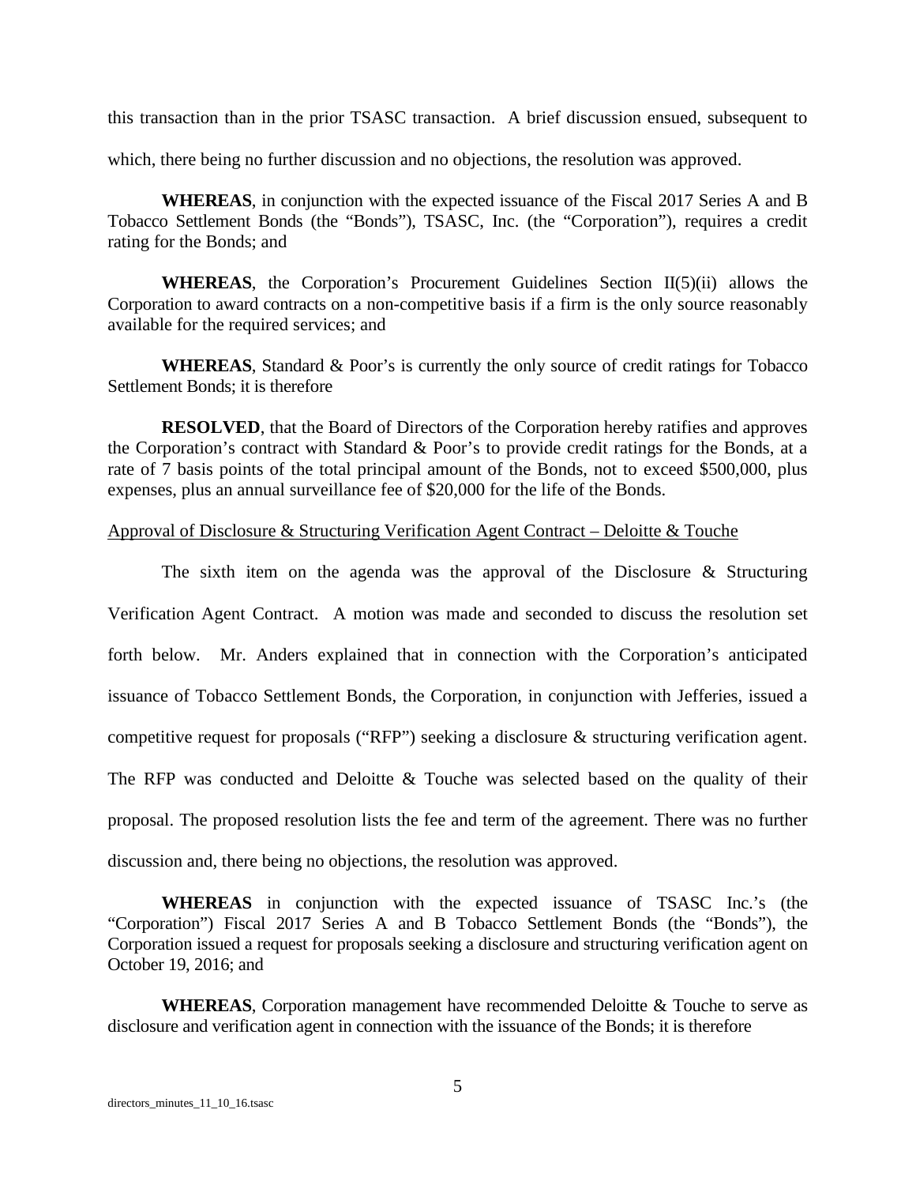this transaction than in the prior TSASC transaction. A brief discussion ensued, subsequent to which, there being no further discussion and no objections, the resolution was approved.

**WHEREAS**, in conjunction with the expected issuance of the Fiscal 2017 Series A and B Tobacco Settlement Bonds (the "Bonds"), TSASC, Inc. (the "Corporation"), requires a credit rating for the Bonds; and

**WHEREAS**, the Corporation's Procurement Guidelines Section II(5)(ii) allows the Corporation to award contracts on a non-competitive basis if a firm is the only source reasonably available for the required services; and

**WHEREAS**, Standard & Poor's is currently the only source of credit ratings for Tobacco Settlement Bonds; it is therefore

**RESOLVED**, that the Board of Directors of the Corporation hereby ratifies and approves the Corporation's contract with Standard & Poor's to provide credit ratings for the Bonds, at a rate of 7 basis points of the total principal amount of the Bonds, not to exceed $500,000, plus expenses, plus an annual surveillance fee of $20,000 for the life of the Bonds.

<u>Approval of Disclosure & Structuring Verification Agent Contract – Deloitte & Touche</u>

The sixth item on the agenda was the approval of the Disclosure & Structuring Verification Agent Contract. A motion was made and seconded to discuss the resolution set forth below. Mr. Anders explained that in connection with the Corporation's anticipated issuance of Tobacco Settlement Bonds, the Corporation, in conjunction with Jefferies, issued a competitive request for proposals ("RFP") seeking a disclosure & structuring verification agent. The RFP was conducted and Deloitte & Touche was selected based on the quality of their proposal. The proposed resolution lists the fee and term of the agreement. There was no further discussion and, there being no objections, the resolution was approved.

**WHEREAS** in conjunction with the expected issuance of TSASC Inc.'s (the "Corporation") Fiscal 2017 Series A and B Tobacco Settlement Bonds (the "Bonds"), the Corporation issued a request for proposals seeking a disclosure and structuring verification agent on October 19, 2016; and

**WHEREAS**, Corporation management have recommended Deloitte & Touche to serve as disclosure and verification agent in connection with the issuance of the Bonds; it is therefore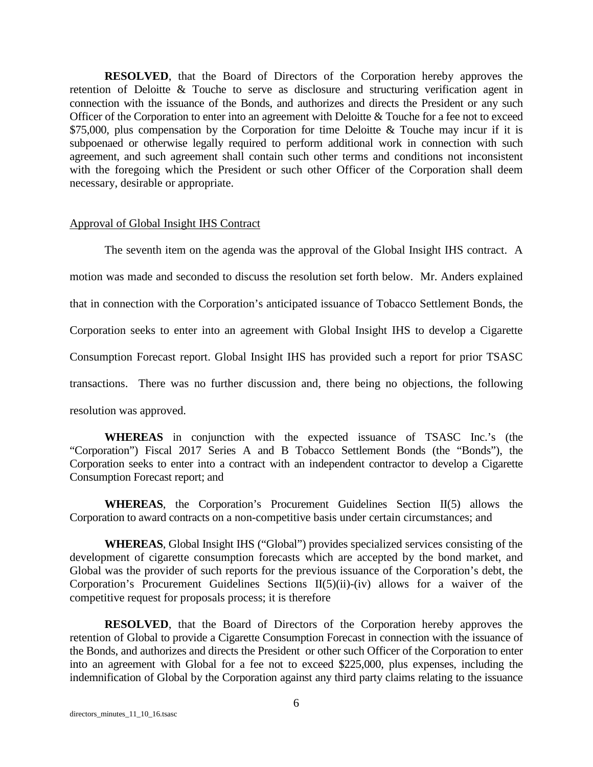**RESOLVED**, that the Board of Directors of the Corporation hereby approves the retention of Deloitte & Touche to serve as disclosure and structuring verification agent in connection with the issuance of the Bonds, and authorizes and directs the President or any such Officer of the Corporation to enter into an agreement with Deloitte & Touche for a fee not to exceed $75,000, plus compensation by the Corporation for time Deloitte & Touche may incur if it is subpoenaed or otherwise legally required to perform additional work in connection with such agreement, and such agreement shall contain such other terms and conditions not inconsistent with the foregoing which the President or such other Officer of the Corporation shall deem necessary, desirable or appropriate.

Approval of Global Insight IHS Contract

The seventh item on the agenda was the approval of the Global Insight IHS contract. A motion was made and seconded to discuss the resolution set forth below. Mr. Anders explained that in connection with the Corporation's anticipated issuance of Tobacco Settlement Bonds, the Corporation seeks to enter into an agreement with Global Insight IHS to develop a Cigarette Consumption Forecast report. Global Insight IHS has provided such a report for prior TSASC transactions. There was no further discussion and, there being no objections, the following resolution was approved.

**WHEREAS** in conjunction with the expected issuance of TSASC Inc.'s (the "Corporation") Fiscal 2017 Series A and B Tobacco Settlement Bonds (the "Bonds"), the Corporation seeks to enter into a contract with an independent contractor to develop a Cigarette Consumption Forecast report; and

**WHEREAS**, the Corporation's Procurement Guidelines Section II(5) allows the Corporation to award contracts on a non-competitive basis under certain circumstances; and

**WHEREAS**, Global Insight IHS ("Global") provides specialized services consisting of the development of cigarette consumption forecasts which are accepted by the bond market, and Global was the provider of such reports for the previous issuance of the Corporation's debt, the Corporation's Procurement Guidelines Sections II(5)(ii)-(iv) allows for a waiver of the competitive request for proposals process; it is therefore

**RESOLVED**, that the Board of Directors of the Corporation hereby approves the retention of Global to provide a Cigarette Consumption Forecast in connection with the issuance of the Bonds, and authorizes and directs the President or other such Officer of the Corporation to enter into an agreement with Global for a fee not to exceed $225,000, plus expenses, including the indemnification of Global by the Corporation against any third party claims relating to the issuance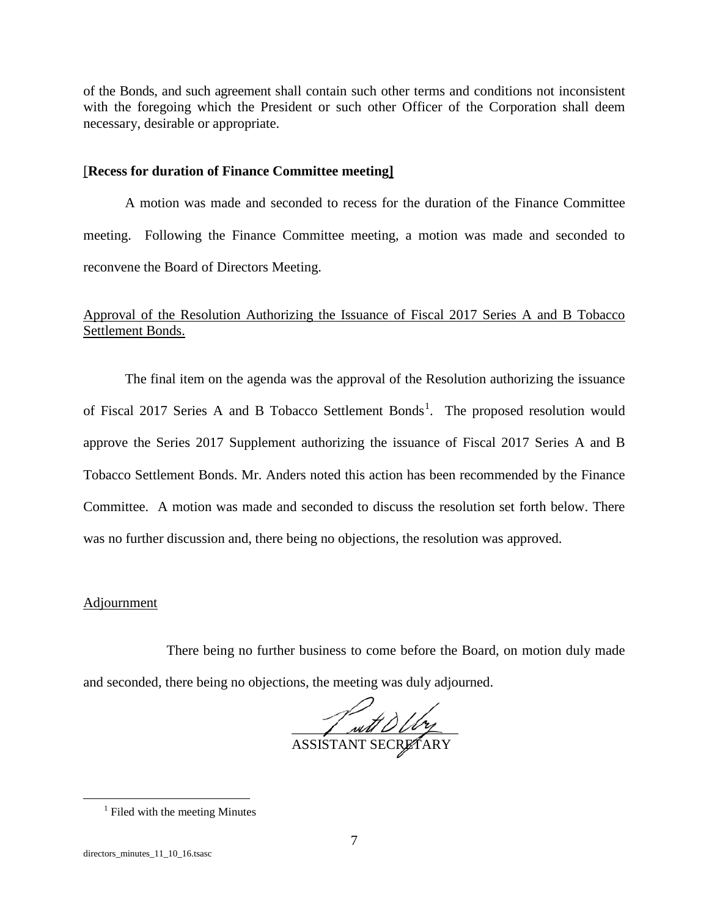of the Bonds, and such agreement shall contain such other terms and conditions not inconsistent with the foregoing which the President or such other Officer of the Corporation shall deem necessary, desirable or appropriate.

[**Recess for duration of Finance Committee meeting**]

A motion was made and seconded to recess for the duration of the Finance Committee meeting. Following the Finance Committee meeting, a motion was made and seconded to reconvene the Board of Directors Meeting.

Approval of the Resolution Authorizing the Issuance of Fiscal 2017 Series A and B Tobacco Settlement Bonds.

The final item on the agenda was the approval of the Resolution authorizing the issuance of Fiscal 2017 Series A and B Tobacco Settlement Bonds[1]. The proposed resolution would approve the Series 2017 Supplement authorizing the issuance of Fiscal 2017 Series A and B Tobacco Settlement Bonds. Mr. Anders noted this action has been recommended by the Finance Committee. A motion was made and seconded to discuss the resolution set forth below. There was no further discussion and, there being no objections, the resolution was approved.

Adjournment

There being no further business to come before the Board, on motion duly made and seconded, there being no objections, the meeting was duly adjourned.

ASSISTANT SECRETARY

[1] Filed with the meeting Minutes

directors_minutes_11_10_16.tsasc